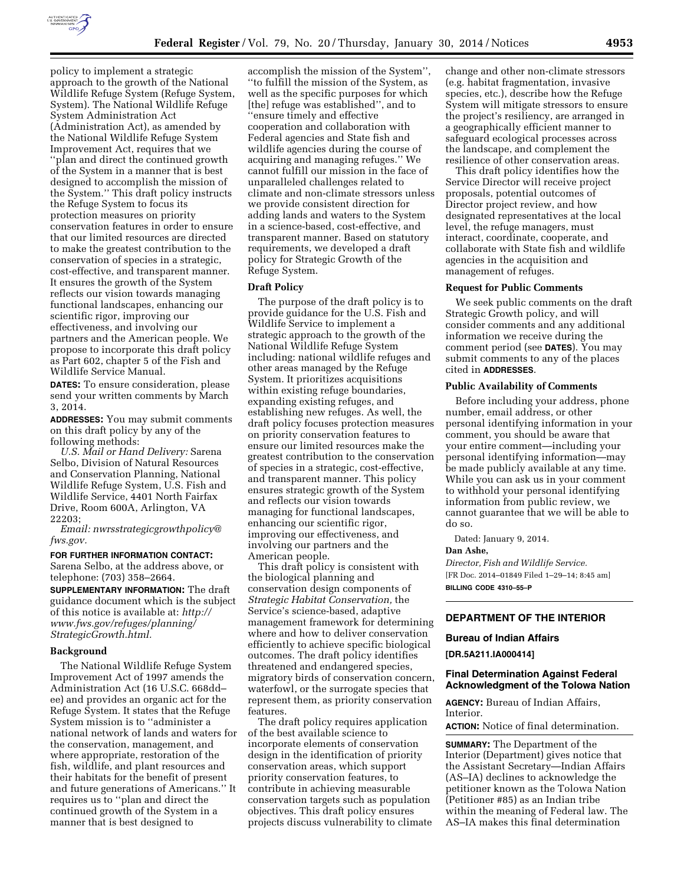policy to implement a strategic approach to the growth of the National Wildlife Refuge System (Refuge System, System). The National Wildlife Refuge System Administration Act (Administration Act), as amended by the National Wildlife Refuge System Improvement Act, requires that we ''plan and direct the continued growth of the System in a manner that is best designed to accomplish the mission of the System.'' This draft policy instructs the Refuge System to focus its protection measures on priority conservation features in order to ensure that our limited resources are directed to make the greatest contribution to the conservation of species in a strategic, cost-effective, and transparent manner. It ensures the growth of the System reflects our vision towards managing functional landscapes, enhancing our scientific rigor, improving our effectiveness, and involving our partners and the American people. We propose to incorporate this draft policy as Part 602, chapter 5 of the Fish and Wildlife Service Manual.

**DATES:** To ensure consideration, please send your written comments by March 3, 2014.

**ADDRESSES:** You may submit comments on this draft policy by any of the following methods:

*U.S. Mail or Hand Delivery:* Sarena Selbo, Division of Natural Resources and Conservation Planning, National Wildlife Refuge System, U.S. Fish and Wildlife Service, 4401 North Fairfax Drive, Room 600A, Arlington, VA 22203;

*Email: nwrsstrategicgrowthpolicy@fws.gov.*

**FOR FURTHER INFORMATION CONTACT:** Sarena Selbo, at the address above, or telephone: (703) 358–2664.

**SUPPLEMENTARY INFORMATION:** The draft guidance document which is the subject of this notice is available at: *http://www.fws.gov/refuges/planning/StrategicGrowth.html.*

## Background

The National Wildlife Refuge System Improvement Act of 1997 amends the Administration Act (16 U.S.C. 668dd–ee) and provides an organic act for the Refuge System. It states that the Refuge System mission is to ''administer a national network of lands and waters for the conservation, management, and where appropriate, restoration of the fish, wildlife, and plant resources and their habitats for the benefit of present and future generations of Americans.'' It requires us to ''plan and direct the continued growth of the System in a manner that is best designed to accomplish the mission of the System'', ''to fulfill the mission of the System, as well as the specific purposes for which [the] refuge was established'', and to ''ensure timely and effective cooperation and collaboration with Federal agencies and State fish and wildlife agencies during the course of acquiring and managing refuges.'' We cannot fulfill our mission in the face of unparalleled challenges related to climate and non-climate stressors unless we provide consistent direction for adding lands and waters to the System in a science-based, cost-effective, and transparent manner. Based on statutory requirements, we developed a draft policy for Strategic Growth of the Refuge System.

## Draft Policy

The purpose of the draft policy is to provide guidance for the U.S. Fish and Wildlife Service to implement a strategic approach to the growth of the National Wildlife Refuge System including: national wildlife refuges and other areas managed by the Refuge System. It prioritizes acquisitions within existing refuge boundaries, expanding existing refuges, and establishing new refuges. As well, the draft policy focuses protection measures on priority conservation features to ensure our limited resources make the greatest contribution to the conservation of species in a strategic, cost-effective, and transparent manner. This policy ensures strategic growth of the System and reflects our vision towards managing for functional landscapes, enhancing our scientific rigor, improving our effectiveness, and involving our partners and the American people.

This draft policy is consistent with the biological planning and conservation design components of *Strategic Habitat Conservation,* the Service's science-based, adaptive management framework for determining where and how to deliver conservation efficiently to achieve specific biological outcomes. The draft policy identifies threatened and endangered species, migratory birds of conservation concern, waterfowl, or the surrogate species that represent them, as priority conservation features.

The draft policy requires application of the best available science to incorporate elements of conservation design in the identification of priority conservation areas, which support priority conservation features, to contribute in achieving measurable conservation targets such as population objectives. This draft policy ensures projects discuss vulnerability to climate change and other non-climate stressors (e.g. habitat fragmentation, invasive species, etc.), describe how the Refuge System will mitigate stressors to ensure the project's resiliency, are arranged in a geographically efficient manner to safeguard ecological processes across the landscape, and complement the resilience of other conservation areas.

This draft policy identifies how the Service Director will receive project proposals, potential outcomes of Director project review, and how designated representatives at the local level, the refuge managers, must interact, coordinate, cooperate, and collaborate with State fish and wildlife agencies in the acquisition and management of refuges.

## Request for Public Comments

We seek public comments on the draft Strategic Growth policy, and will consider comments and any additional information we receive during the comment period (see **DATES**). You may submit comments to any of the places cited in **ADDRESSES**.

## Public Availability of Comments

Before including your address, phone number, email address, or other personal identifying information in your comment, you should be aware that your entire comment—including your personal identifying information—may be made publicly available at any time. While you can ask us in your comment to withhold your personal identifying information from public review, we cannot guarantee that we will be able to do so.

Dated: January 9, 2014.

**Dan Ashe,**

*Director, Fish and Wildlife Service.*

[FR Doc. 2014–01849 Filed 1–29–14; 8:45 am]

**BILLING CODE 4310–55–P**

---

## DEPARTMENT OF THE INTERIOR

### Bureau of Indian Affairs

**[DR.5A211.IA000414]**

### Final Determination Against Federal Acknowledgment of the Tolowa Nation

**AGENCY:** Bureau of Indian Affairs, Interior.

**ACTION:** Notice of final determination.

**SUMMARY:** The Department of the Interior (Department) gives notice that the Assistant Secretary—Indian Affairs (AS–IA) declines to acknowledge the petitioner known as the Tolowa Nation (Petitioner #85) as an Indian tribe within the meaning of Federal law. The AS–IA makes this final determination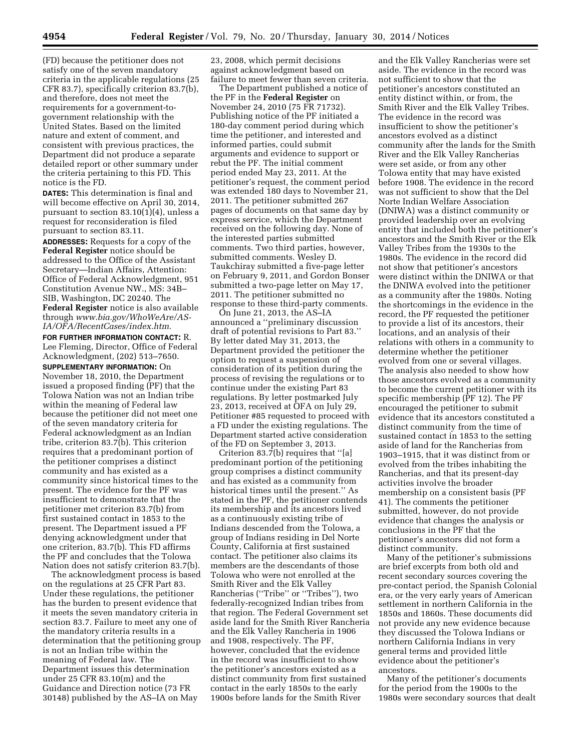(FD) because the petitioner does not satisfy one of the seven mandatory criteria in the applicable regulations (25 CFR 83.7), specifically criterion 83.7(b), and therefore, does not meet the requirements for a government-to-government relationship with the United States. Based on the limited nature and extent of comment, and consistent with previous practices, the Department did not produce a separate detailed report or other summary under the criteria pertaining to this FD. This notice is the FD.

**DATES:** This determination is final and will become effective on April 30, 2014, pursuant to section 83.10(l)(4), unless a request for reconsideration is filed pursuant to section 83.11.

**ADDRESSES:** Requests for a copy of the **Federal Register** notice should be addressed to the Office of the Assistant Secretary—Indian Affairs, Attention: Office of Federal Acknowledgment, 951 Constitution Avenue NW., MS: 34B–SIB, Washington, DC 20240. The **Federal Register** notice is also available through *www.bia.gov/WhoWeAre/AS-IA/OFA/RecentCases/index.htm*.

**FOR FURTHER INFORMATION CONTACT:** R. Lee Fleming, Director, Office of Federal Acknowledgment, (202) 513–7650.

**SUPPLEMENTARY INFORMATION:** On November 18, 2010, the Department issued a proposed finding (PF) that the Tolowa Nation was not an Indian tribe within the meaning of Federal law because the petitioner did not meet one of the seven mandatory criteria for Federal acknowledgment as an Indian tribe, criterion 83.7(b). This criterion requires that a predominant portion of the petitioner comprises a distinct community and has existed as a community since historical times to the present. The evidence for the PF was insufficient to demonstrate that the petitioner met criterion 83.7(b) from first sustained contact in 1853 to the present. The Department issued a PF denying acknowledgment under that one criterion, 83.7(b). This FD affirms the PF and concludes that the Tolowa Nation does not satisfy criterion 83.7(b).

The acknowledgment process is based on the regulations at 25 CFR Part 83. Under these regulations, the petitioner has the burden to present evidence that it meets the seven mandatory criteria in section 83.7. Failure to meet any one of the mandatory criteria results in a determination that the petitioning group is not an Indian tribe within the meaning of Federal law. The Department issues this determination under 25 CFR 83.10(m) and the Guidance and Direction notice (73 FR 30148) published by the AS–IA on May 23, 2008, which permit decisions against acknowledgment based on failure to meet fewer than seven criteria.

The Department published a notice of the PF in the **Federal Register** on November 24, 2010 (75 FR 71732). Publishing notice of the PF initiated a 180-day comment period during which time the petitioner, and interested and informed parties, could submit arguments and evidence to support or rebut the PF. The initial comment period ended May 23, 2011. At the petitioner's request, the comment period was extended 180 days to November 21, 2011. The petitioner submitted 267 pages of documents on that same day by express service, which the Department received on the following day. None of the interested parties submitted comments. Two third parties, however, submitted comments. Wesley D. Taukchiray submitted a five-page letter on February 9, 2011, and Gordon Bonser submitted a two-page letter on May 17, 2011. The petitioner submitted no response to these third-party comments.

On June 21, 2013, the AS–IA announced a ''preliminary discussion draft of potential revisions to Part 83.'' By letter dated May 31, 2013, the Department provided the petitioner the option to request a suspension of consideration of its petition during the process of revising the regulations or to continue under the existing Part 83 regulations. By letter postmarked July 23, 2013, received at OFA on July 29, Petitioner #85 requested to proceed with a FD under the existing regulations. The Department started active consideration of the FD on September 3, 2013.

Criterion 83.7(b) requires that ''[a] predominant portion of the petitioning group comprises a distinct community and has existed as a community from historical times until the present.'' As stated in the PF, the petitioner contends its membership and its ancestors lived as a continuously existing tribe of Indians descended from the Tolowa, a group of Indians residing in Del Norte County, California at first sustained contact. The petitioner also claims its members are the descendants of those Tolowa who were not enrolled at the Smith River and the Elk Valley Rancherias (''Tribe'' or ''Tribes''), two federally-recognized Indian tribes from that region. The Federal Government set aside land for the Smith River Rancheria and the Elk Valley Rancheria in 1906 and 1908, respectively. The PF, however, concluded that the evidence in the record was insufficient to show the petitioner's ancestors existed as a distinct community from first sustained contact in the early 1850s to the early 1900s before lands for the Smith River and the Elk Valley Rancherias were set aside. The evidence in the record was not sufficient to show that the petitioner's ancestors constituted an entity distinct within, or from, the Smith River and the Elk Valley Tribes. The evidence in the record was insufficient to show the petitioner's ancestors evolved as a distinct community after the lands for the Smith River and the Elk Valley Rancherias were set aside, or from any other Tolowa entity that may have existed before 1908. The evidence in the record was not sufficient to show that the Del Norte Indian Welfare Association (DNIWA) was a distinct community or provided leadership over an evolving entity that included both the petitioner's ancestors and the Smith River or the Elk Valley Tribes from the 1930s to the 1980s. The evidence in the record did not show that petitioner's ancestors were distinct within the DNIWA or that the DNIWA evolved into the petitioner as a community after the 1980s. Noting the shortcomings in the evidence in the record, the PF requested the petitioner to provide a list of its ancestors, their locations, and an analysis of their relations with others in a community to determine whether the petitioner evolved from one or several villages. The analysis also needed to show how those ancestors evolved as a community to become the current petitioner with its specific membership (PF 12). The PF encouraged the petitioner to submit evidence that its ancestors constituted a distinct community from the time of sustained contact in 1853 to the setting aside of land for the Rancherias from 1903–1915, that it was distinct from or evolved from the tribes inhabiting the Rancherias, and that its present-day activities involve the broader membership on a consistent basis (PF 41). The comments the petitioner submitted, however, do not provide evidence that changes the analysis or conclusions in the PF that the petitioner's ancestors did not form a distinct community.

Many of the petitioner's submissions are brief excerpts from both old and recent secondary sources covering the pre-contact period, the Spanish Colonial era, or the very early years of American settlement in northern California in the 1850s and 1860s. These documents did not provide any new evidence because they discussed the Tolowa Indians or northern California Indians in very general terms and provided little evidence about the petitioner's ancestors.

Many of the petitioner's documents for the period from the 1900s to the 1980s were secondary sources that dealt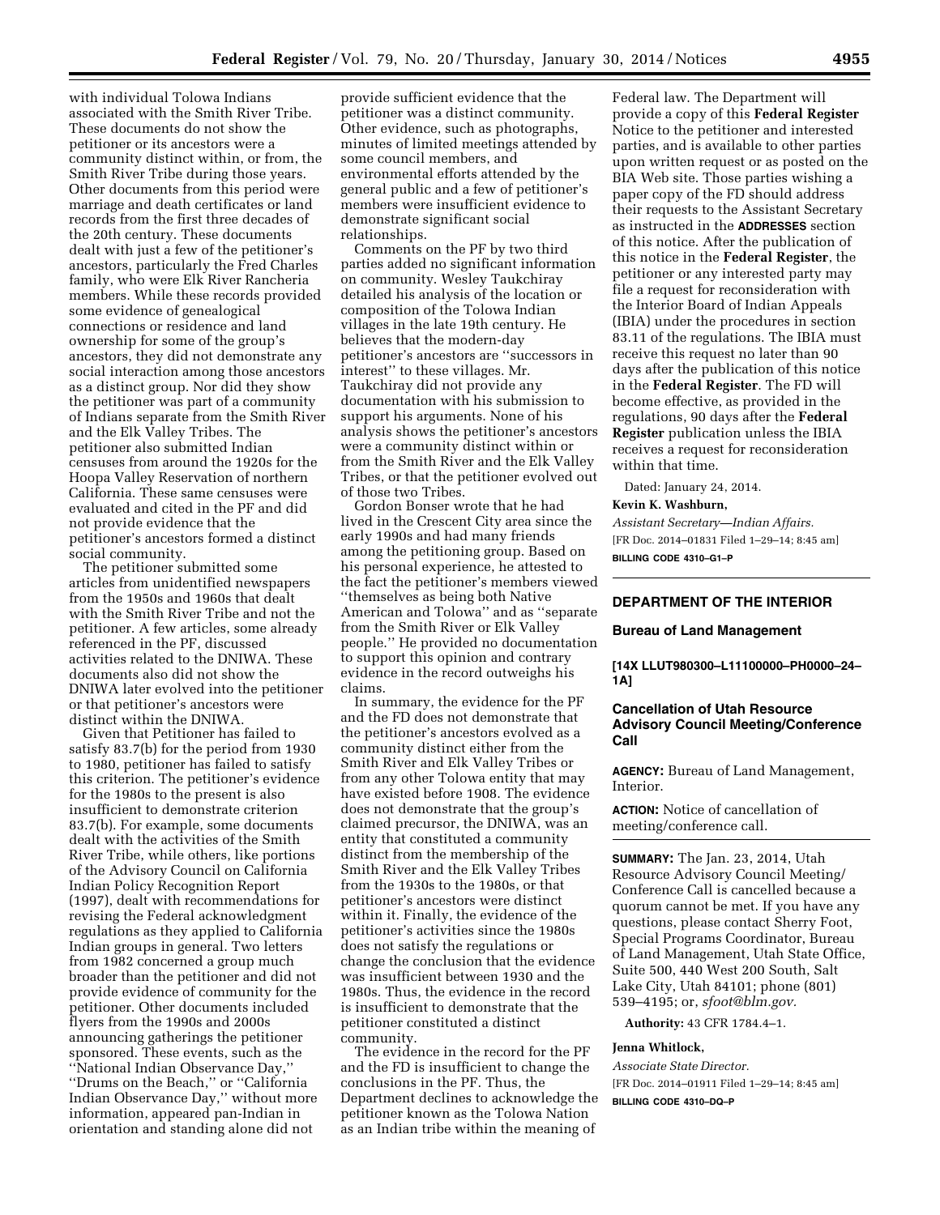with individual Tolowa Indians associated with the Smith River Tribe. These documents do not show the petitioner or its ancestors were a community distinct within, or from, the Smith River Tribe during those years. Other documents from this period were marriage and death certificates or land records from the first three decades of the 20th century. These documents dealt with just a few of the petitioner's ancestors, particularly the Fred Charles family, who were Elk River Rancheria members. While these records provided some evidence of genealogical connections or residence and land ownership for some of the group's ancestors, they did not demonstrate any social interaction among those ancestors as a distinct group. Nor did they show the petitioner was part of a community of Indians separate from the Smith River and the Elk Valley Tribes. The petitioner also submitted Indian censuses from around the 1920s for the Hoopa Valley Reservation of northern California. These same censuses were evaluated and cited in the PF and did not provide evidence that the petitioner's ancestors formed a distinct social community.

The petitioner submitted some articles from unidentified newspapers from the 1950s and 1960s that dealt with the Smith River Tribe and not the petitioner. A few articles, some already referenced in the PF, discussed activities related to the DNIWA. These documents also did not show the DNIWA later evolved into the petitioner or that petitioner's ancestors were distinct within the DNIWA.

Given that Petitioner has failed to satisfy 83.7(b) for the period from 1930 to 1980, petitioner has failed to satisfy this criterion. The petitioner's evidence for the 1980s to the present is also insufficient to demonstrate criterion 83.7(b). For example, some documents dealt with the activities of the Smith River Tribe, while others, like portions of the Advisory Council on California Indian Policy Recognition Report (1997), dealt with recommendations for revising the Federal acknowledgment regulations as they applied to California Indian groups in general. Two letters from 1982 concerned a group much broader than the petitioner and did not provide evidence of community for the petitioner. Other documents included flyers from the 1990s and 2000s announcing gatherings the petitioner sponsored. These events, such as the ''National Indian Observance Day,'' ''Drums on the Beach,'' or ''California Indian Observance Day,'' without more information, appeared pan-Indian in orientation and standing alone did not provide sufficient evidence that the petitioner was a distinct community. Other evidence, such as photographs, minutes of limited meetings attended by some council members, and environmental efforts attended by the general public and a few of petitioner's members were insufficient evidence to demonstrate significant social relationships.

Comments on the PF by two third parties added no significant information on community. Wesley Taukchiray detailed his analysis of the location or composition of the Tolowa Indian villages in the late 19th century. He believes that the modern-day petitioner's ancestors are ''successors in interest'' to these villages. Mr. Taukchiray did not provide any documentation with his submission to support his arguments. None of his analysis shows the petitioner's ancestors were a community distinct within or from the Smith River and the Elk Valley Tribes, or that the petitioner evolved out of those two Tribes.

Gordon Bonser wrote that he had lived in the Crescent City area since the early 1990s and had many friends among the petitioning group. Based on his personal experience, he attested to the fact the petitioner's members viewed ''themselves as being both Native American and Tolowa'' and as ''separate from the Smith River or Elk Valley people.'' He provided no documentation to support this opinion and contrary evidence in the record outweighs his claims.

In summary, the evidence for the PF and the FD does not demonstrate that the petitioner's ancestors evolved as a community distinct either from the Smith River and Elk Valley Tribes or from any other Tolowa entity that may have existed before 1908. The evidence does not demonstrate that the group's claimed precursor, the DNIWA, was an entity that constituted a community distinct from the membership of the Smith River and the Elk Valley Tribes from the 1930s to the 1980s, or that petitioner's ancestors were distinct within it. Finally, the evidence of the petitioner's activities since the 1980s does not satisfy the regulations or change the conclusion that the evidence was insufficient between 1930 and the 1980s. Thus, the evidence in the record is insufficient to demonstrate that the petitioner constituted a distinct community.

The evidence in the record for the PF and the FD is insufficient to change the conclusions in the PF. Thus, the Department declines to acknowledge the petitioner known as the Tolowa Nation as an Indian tribe within the meaning of Federal law. The Department will provide a copy of this **Federal Register** Notice to the petitioner and interested parties, and is available to other parties upon written request or as posted on the BIA Web site. Those parties wishing a paper copy of the FD should address their requests to the Assistant Secretary as instructed in the **ADDRESSES** section of this notice. After the publication of this notice in the **Federal Register**, the petitioner or any interested party may file a request for reconsideration with the Interior Board of Indian Appeals (IBIA) under the procedures in section 83.11 of the regulations. The IBIA must receive this request no later than 90 days after the publication of this notice in the **Federal Register**. The FD will become effective, as provided in the regulations, 90 days after the **Federal Register** publication unless the IBIA receives a request for reconsideration within that time.

Dated: January 24, 2014.

**Kevin K. Washburn,**

*Assistant Secretary—Indian Affairs.*

[FR Doc. 2014–01831 Filed 1–29–14; 8:45 am]

**BILLING CODE 4310–G1–P**

---

## DEPARTMENT OF THE INTERIOR

### Bureau of Land Management

**[14X LLUT980300–L11100000–PH0000–24–1A]**

### Cancellation of Utah Resource Advisory Council Meeting/Conference Call

**AGENCY:** Bureau of Land Management, Interior.

**ACTION:** Notice of cancellation of meeting/conference call.

**SUMMARY:** The Jan. 23, 2014, Utah Resource Advisory Council Meeting/Conference Call is cancelled because a quorum cannot be met. If you have any questions, please contact Sherry Foot, Special Programs Coordinator, Bureau of Land Management, Utah State Office, Suite 500, 440 West 200 South, Salt Lake City, Utah 84101; phone (801) 539–4195; or, *sfoot@blm.gov.*

**Authority:** 43 CFR 1784.4–1.

**Jenna Whitlock,**

*Associate State Director.*

[FR Doc. 2014–01911 Filed 1–29–14; 8:45 am]

**BILLING CODE 4310–DQ–P**